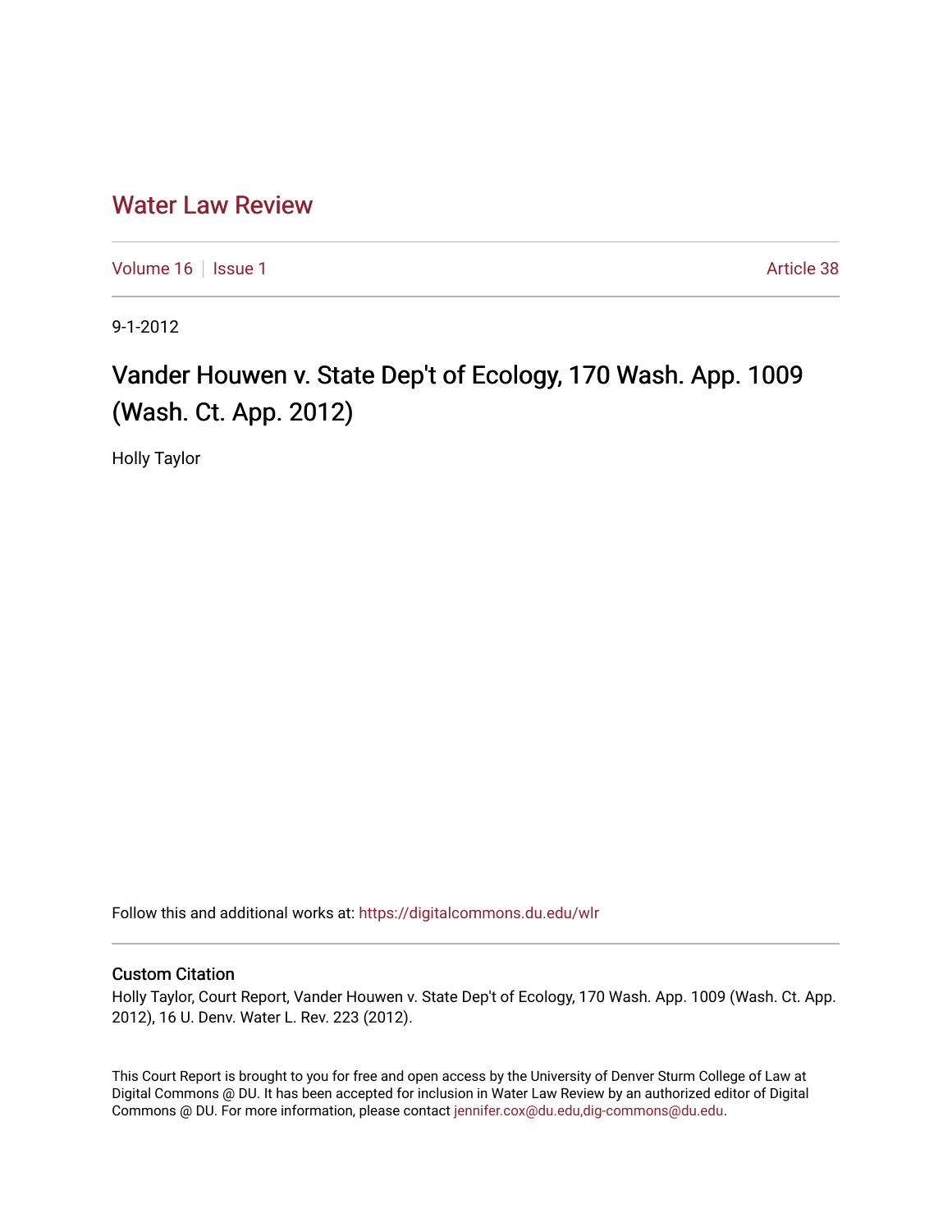# Water Law Review

Volume 16 | Issue 1 Article 38

9-1-2012

## Vander Houwen v. State Dep't of Ecology, 170 Wash. App. 1009 (Wash. Ct. App. 2012)

Holly Taylor

Follow this and additional works at: https://digitalcommons.du.edu/wlr

### Custom Citation

Holly Taylor, Court Report, Vander Houwen v. State Dep't of Ecology, 170 Wash. App. 1009 (Wash. Ct. App. 2012), 16 U. Denv. Water L. Rev. 223 (2012).

This Court Report is brought to you for free and open access by the University of Denver Sturm College of Law at Digital Commons @ DU. It has been accepted for inclusion in Water Law Review by an authorized editor of Digital Commons @ DU. For more information, please contact jennifer.cox@du.edu,dig-commons@du.edu.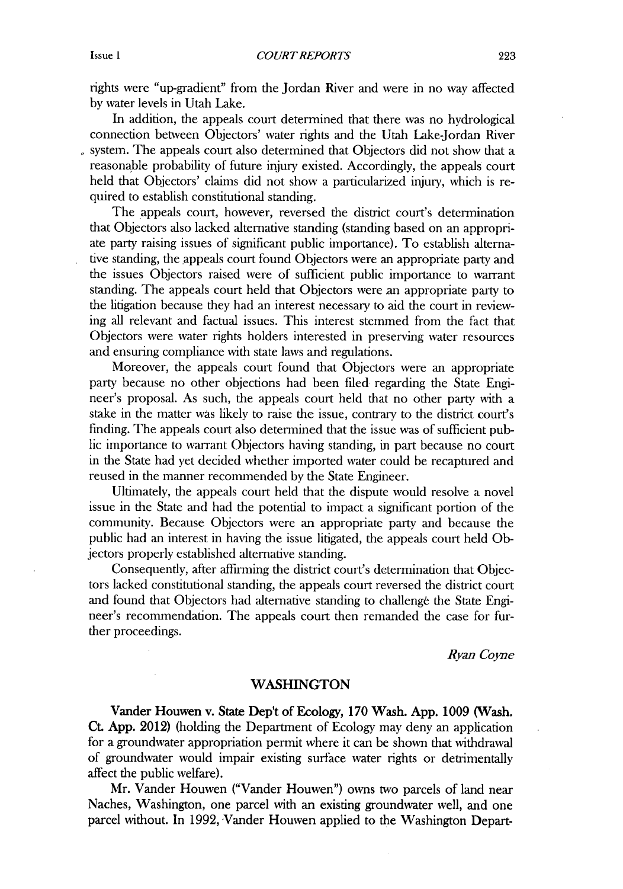rights were "up-gradient" from the Jordan River and were in no way affected by water levels in Utah Lake.

In addition, the appeals court determined that there was no hydrological connection between Objectors' water rights and the Utah Lake-Jordan River system. The appeals court also determined that Objectors did not show that a reasonable probability of future injury existed. Accordingly, the appeals court held that Objectors' claims did not show a particularized injury, which is required to establish constitutional standing.

The appeals court, however, reversed the district court's determination that Objectors also lacked alternative standing (standing based on an appropriate party raising issues of significant public importance). To establish alternative standing, the appeals court found Objectors were an appropriate party and the issues Objectors raised were of sufficient public importance to warrant standing. The appeals court held that Objectors were an appropriate party to the litigation because they had an interest necessary to aid the court in reviewing all relevant and factual issues. This interest stemmed from the fact that Objectors were water rights holders interested in preserving water resources and ensuring compliance with state laws and regulations.

Moreover, the appeals court found that Objectors were an appropriate party because no other objections had been filed regarding the State Engineer's proposal. As such, the appeals court held that no other party with a stake in the matter was likely to raise the issue, contrary to the district court's finding. The appeals court also determined that the issue was of sufficient public importance to warrant Objectors having standing, in part because no court in the State had yet decided whether imported water could be recaptured and reused in the manner recommended by the State Engineer.

Ultimately, the appeals court held that the dispute would resolve a novel issue in the State and had the potential to impact a significant portion of the community. Because Objectors were an appropriate party and because the public had an interest in having the issue litigated, the appeals court held Objectors properly established alternative standing.

Consequently, after affirming the district court's determination that Objectors lacked constitutional standing, the appeals court reversed the district court and found that Objectors had alternative standing to challenge the State Engineer's recommendation. The appeals court then remanded the case for further proceedings.

*Ryan Coyne*

## WASHINGTON

**Vander Houwen v. State Dep't of Ecology, 170 Wash. App. 1009 (Wash. Ct. App. 2012)** (holding the Department of Ecology may deny an application for a groundwater appropriation permit where it can be shown that withdrawal of groundwater would impair existing surface water rights or detrimentally affect the public welfare).

Mr. Vander Houwen ("Vander Houwen") owns two parcels of land near Naches, Washington, one parcel with an existing groundwater well, and one parcel without. In 1992, Vander Houwen applied to the Washington Depart-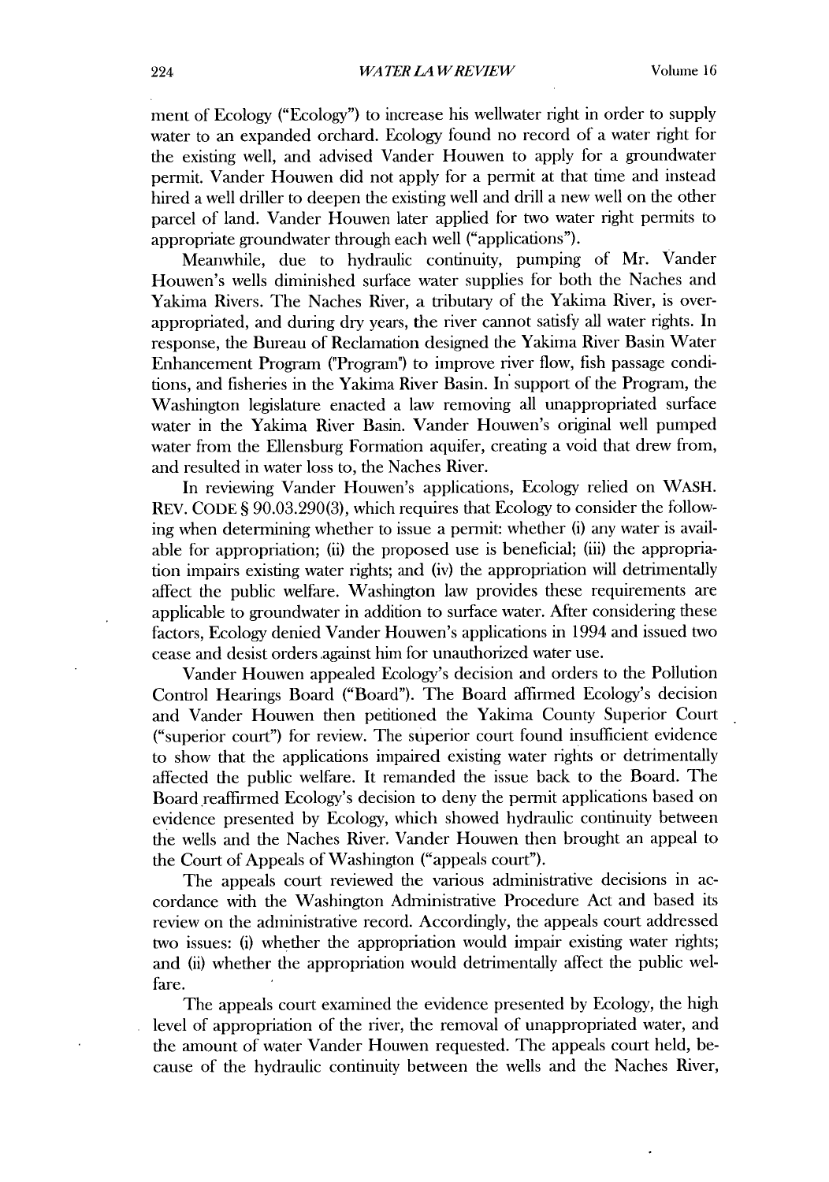ment of Ecology ("Ecology") to increase his wellwater right in order to supply water to an expanded orchard. Ecology found no record of a water right for the existing well, and advised Vander Houwen to apply for a groundwater permit. Vander Houwen did not apply for a permit at that time and instead hired a well driller to deepen the existing well and drill a new well on the other parcel of land. Vander Houwen later applied for two water right permits to appropriate groundwater through each well ("applications").

Meanwhile, due to hydraulic continuity, pumping of Mr. Vander Houwen's wells diminished surface water supplies for both the Naches and Yakima Rivers. The Naches River, a tributary of the Yakima River, is over-appropriated, and during dry years, the river cannot satisfy all water rights. In response, the Bureau of Reclamation designed the Yakima River Basin Water Enhancement Program ("Program") to improve river flow, fish passage conditions, and fisheries in the Yakima River Basin. In support of the Program, the Washington legislature enacted a law removing all unappropriated surface water in the Yakima River Basin. Vander Houwen's original well pumped water from the Ellensburg Formation aquifer, creating a void that drew from, and resulted in water loss to, the Naches River.

In reviewing Vander Houwen's applications, Ecology relied on WASH. REV. CODE § 90.03.290(3), which requires that Ecology to consider the following when determining whether to issue a permit: whether (i) any water is available for appropriation; (ii) the proposed use is beneficial; (iii) the appropriation impairs existing water rights; and (iv) the appropriation will detrimentally affect the public welfare. Washington law provides these requirements are applicable to groundwater in addition to surface water. After considering these factors, Ecology denied Vander Houwen's applications in 1994 and issued two cease and desist orders against him for unauthorized water use.

Vander Houwen appealed Ecology's decision and orders to the Pollution Control Hearings Board ("Board"). The Board affirmed Ecology's decision and Vander Houwen then petitioned the Yakima County Superior Court ("superior court") for review. The superior court found insufficient evidence to show that the applications impaired existing water rights or detrimentally affected the public welfare. It remanded the issue back to the Board. The Board reaffirmed Ecology's decision to deny the permit applications based on evidence presented by Ecology, which showed hydraulic continuity between the wells and the Naches River. Vander Houwen then brought an appeal to the Court of Appeals of Washington ("appeals court").

The appeals court reviewed the various administrative decisions in accordance with the Washington Administrative Procedure Act and based its review on the administrative record. Accordingly, the appeals court addressed two issues: (i) whether the appropriation would impair existing water rights; and (ii) whether the appropriation would detrimentally affect the public welfare.

The appeals court examined the evidence presented by Ecology, the high level of appropriation of the river, the removal of unappropriated water, and the amount of water Vander Houwen requested. The appeals court held, because of the hydraulic continuity between the wells and the Naches River,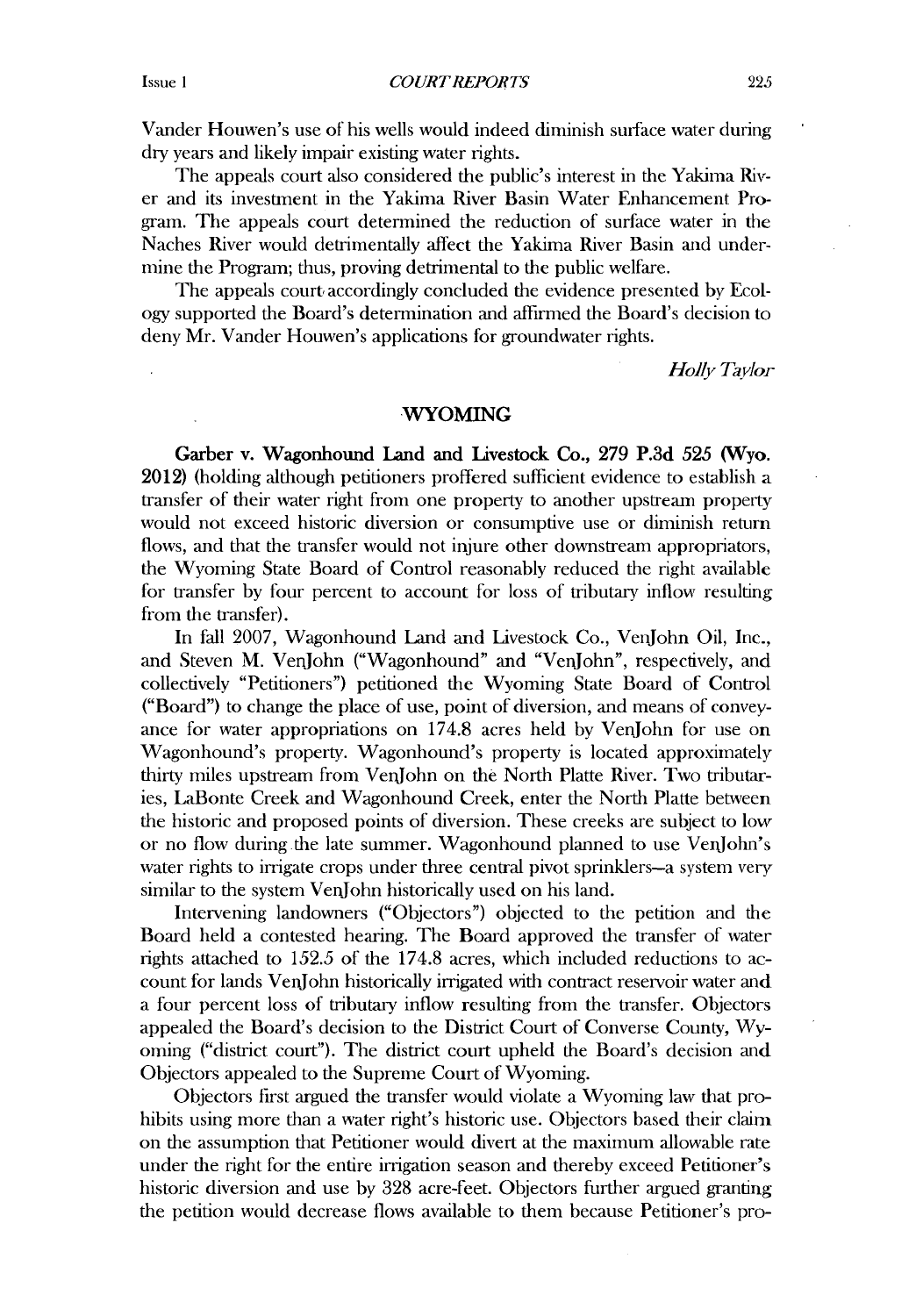Vander Houwen's use of his wells would indeed diminish surface water during dry years and likely impair existing water rights.

The appeals court also considered the public's interest in the Yakima River and its investment in the Yakima River Basin Water Enhancement Program. The appeals court determined the reduction of surface water in the Naches River would detrimentally affect the Yakima River Basin and undermine the Program; thus, proving detrimental to the public welfare.

The appeals court accordingly concluded the evidence presented by Ecology supported the Board's determination and affirmed the Board's decision to deny Mr. Vander Houwen's applications for groundwater rights.

*Holly Taylor*

## WYOMING

**Garber v. Wagonhound Land and Livestock Co., 279 P.3d 525 (Wyo. 2012)** (holding although petitioners proffered sufficient evidence to establish a transfer of their water right from one property to another upstream property would not exceed historic diversion or consumptive use or diminish return flows, and that the transfer would not injure other downstream appropriators, the Wyoming State Board of Control reasonably reduced the right available for transfer by four percent to account for loss of tributary inflow resulting from the transfer).

In fall 2007, Wagonhound Land and Livestock Co., VenJohn Oil, Inc., and Steven M. VenJohn ("Wagonhound" and "VenJohn", respectively, and collectively "Petitioners") petitioned the Wyoming State Board of Control ("Board") to change the place of use, point of diversion, and means of conveyance for water appropriations on 174.8 acres held by VenJohn for use on Wagonhound's property. Wagonhound's property is located approximately thirty miles upstream from VenJohn on the North Platte River. Two tributaries, LaBonte Creek and Wagonhound Creek, enter the North Platte between the historic and proposed points of diversion. These creeks are subject to low or no flow during the late summer. Wagonhound planned to use VenJohn's water rights to irrigate crops under three central pivot sprinklers—a system very similar to the system VenJohn historically used on his land.

Intervening landowners ("Objectors") objected to the petition and the Board held a contested hearing. The Board approved the transfer of water rights attached to 152.5 of the 174.8 acres, which included reductions to account for lands VenJohn historically irrigated with contract reservoir water and a four percent loss of tributary inflow resulting from the transfer. Objectors appealed the Board's decision to the District Court of Converse County, Wyoming ("district court"). The district court upheld the Board's decision and Objectors appealed to the Supreme Court of Wyoming.

Objectors first argued the transfer would violate a Wyoming law that prohibits using more than a water right's historic use. Objectors based their claim on the assumption that Petitioner would divert at the maximum allowable rate under the right for the entire irrigation season and thereby exceed Petitioner's historic diversion and use by 328 acre-feet. Objectors further argued granting the petition would decrease flows available to them because Petitioner's pro-